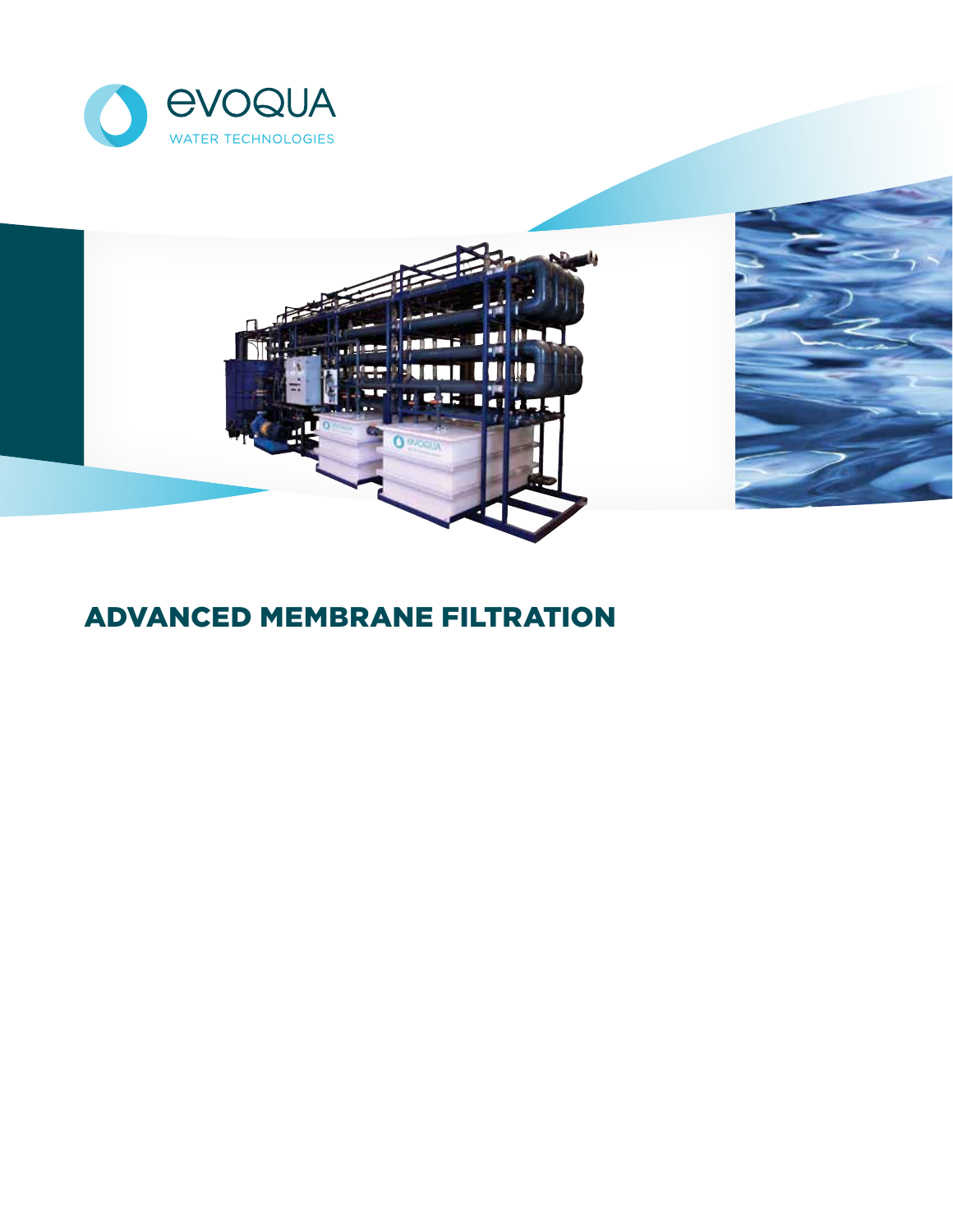EVOQUA

WATER TECHNOLOGIES

# ADVANCED MEMBRANE FILTRATION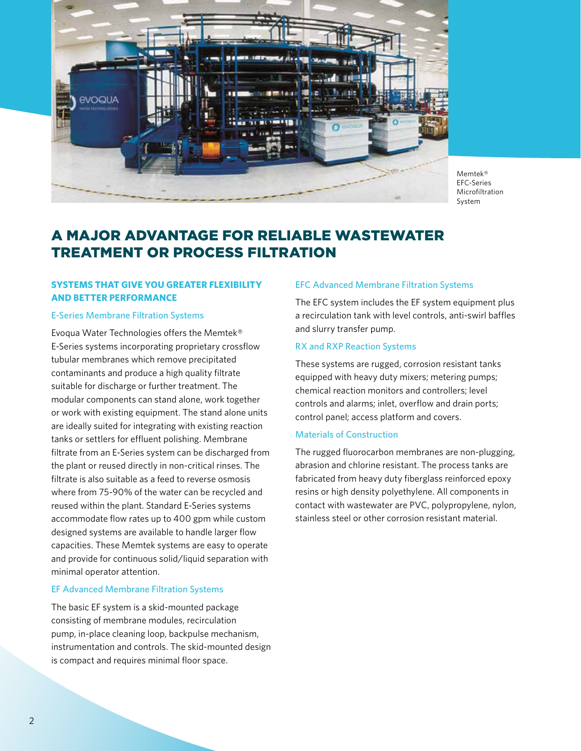Memtek® EFC-Series Microfiltration System

# A MAJOR ADVANTAGE FOR RELIABLE WASTEWATER TREATMENT OR PROCESS FILTRATION

## SYSTEMS THAT GIVE YOU GREATER FLEXIBILITY AND BETTER PERFORMANCE

### E-Series Membrane Filtration Systems

Evoqua Water Technologies offers the Memtek® E-Series systems incorporating proprietary crossflow tubular membranes which remove precipitated contaminants and produce a high quality filtrate suitable for discharge or further treatment. The modular components can stand alone, work together or work with existing equipment. The stand alone units are ideally suited for integrating with existing reaction tanks or settlers for effluent polishing. Membrane filtrate from an E-Series system can be discharged from the plant or reused directly in non-critical rinses. The filtrate is also suitable as a feed to reverse osmosis where from 75-90% of the water can be recycled and reused within the plant. Standard E-Series systems accommodate flow rates up to 400 gpm while custom designed systems are available to handle larger flow capacities. These Memtek systems are easy to operate and provide for continuous solid/liquid separation with minimal operator attention.

### EF Advanced Membrane Filtration Systems

The basic EF system is a skid-mounted package consisting of membrane modules, recirculation pump, in-place cleaning loop, backpulse mechanism, instrumentation and controls. The skid-mounted design is compact and requires minimal floor space.

### EFC Advanced Membrane Filtration Systems

The EFC system includes the EF system equipment plus a recirculation tank with level controls, anti-swirl baffles and slurry transfer pump.

### RX and RXP Reaction Systems

These systems are rugged, corrosion resistant tanks equipped with heavy duty mixers; metering pumps; chemical reaction monitors and controllers; level controls and alarms; inlet, overflow and drain ports; control panel; access platform and covers.

### Materials of Construction

The rugged fluorocarbon membranes are non-plugging, abrasion and chlorine resistant. The process tanks are fabricated from heavy duty fiberglass reinforced epoxy resins or high density polyethylene. All components in contact with wastewater are PVC, polypropylene, nylon, stainless steel or other corrosion resistant material.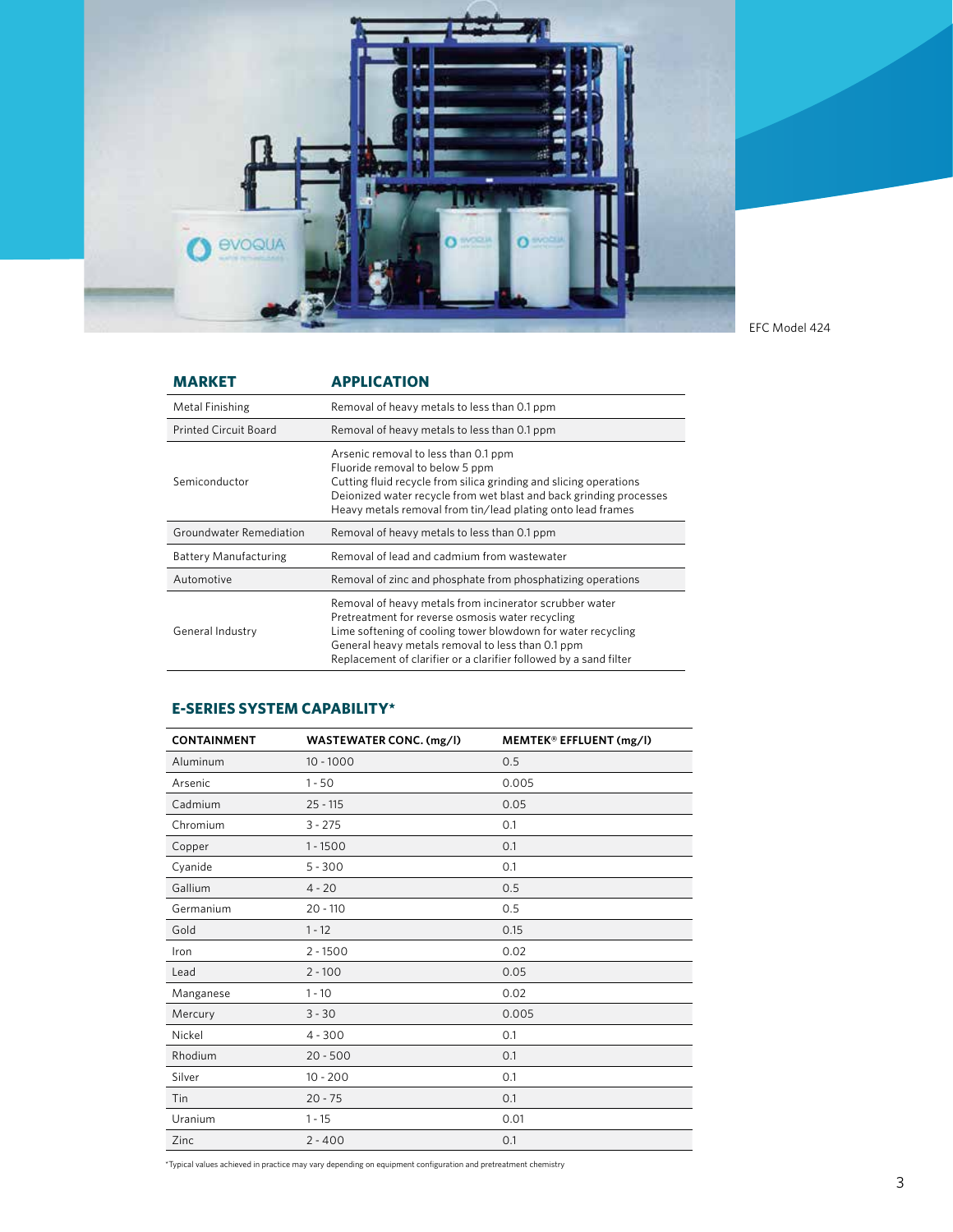EFC Model 424

| MARKET | APPLICATION |
|---|---|
| Metal Finishing | Removal of heavy metals to less than 0.1 ppm |
| Printed Circuit Board | Removal of heavy metals to less than 0.1 ppm |
| Semiconductor | Arsenic removal to less than 0.1 ppm<br>Fluoride removal to below 5 ppm<br>Cutting fluid recycle from silica grinding and slicing operations<br>Deionized water recycle from wet blast and back grinding processes<br>Heavy metals removal from tin/lead plating onto lead frames |
| Groundwater Remediation | Removal of heavy metals to less than 0.1 ppm |
| Battery Manufacturing | Removal of lead and cadmium from wastewater |
| Automotive | Removal of zinc and phosphate from phosphatizing operations |
| General Industry | Removal of heavy metals from incinerator scrubber water<br>Pretreatment for reverse osmosis water recycling<br>Lime softening of cooling tower blowdown for water recycling<br>General heavy metals removal to less than 0.1 ppm<br>Replacement of clarifier or a clarifier followed by a sand filter |

## E-SERIES SYSTEM CAPABILITY*

| CONTAINMENT | WASTEWATER CONC. (mg/l) | MEMTEK® EFFLUENT (mg/l) |
|---|---|---|
| Aluminum | 10 - 1000 | 0.5 |
| Arsenic | 1 - 50 | 0.005 |
| Cadmium | 25 - 115 | 0.05 |
| Chromium | 3 - 275 | 0.1 |
| Copper | 1 - 1500 | 0.1 |
| Cyanide | 5 - 300 | 0.1 |
| Gallium | 4 - 20 | 0.5 |
| Germanium | 20 - 110 | 0.5 |
| Gold | 1 - 12 | 0.15 |
| Iron | 2 - 1500 | 0.02 |
| Lead | 2 - 100 | 0.05 |
| Manganese | 1 - 10 | 0.02 |
| Mercury | 3 - 30 | 0.005 |
| Nickel | 4 - 300 | 0.1 |
| Rhodium | 20 - 500 | 0.1 |
| Silver | 10 - 200 | 0.1 |
| Tin | 20 - 75 | 0.1 |
| Uranium | 1 - 15 | 0.01 |
| Zinc | 2 - 400 | 0.1 |

*Typical values achieved in practice may vary depending on equipment configuration and pretreatment chemistry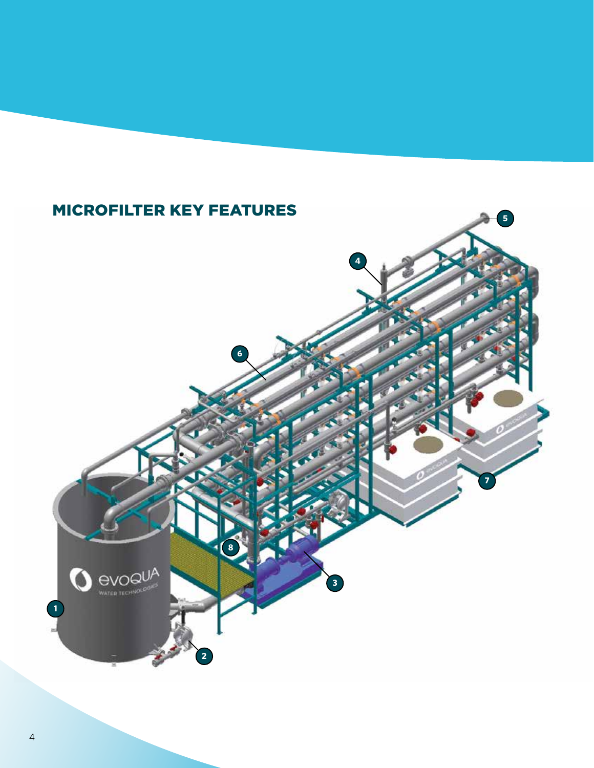## MICROFILTER KEY FEATURES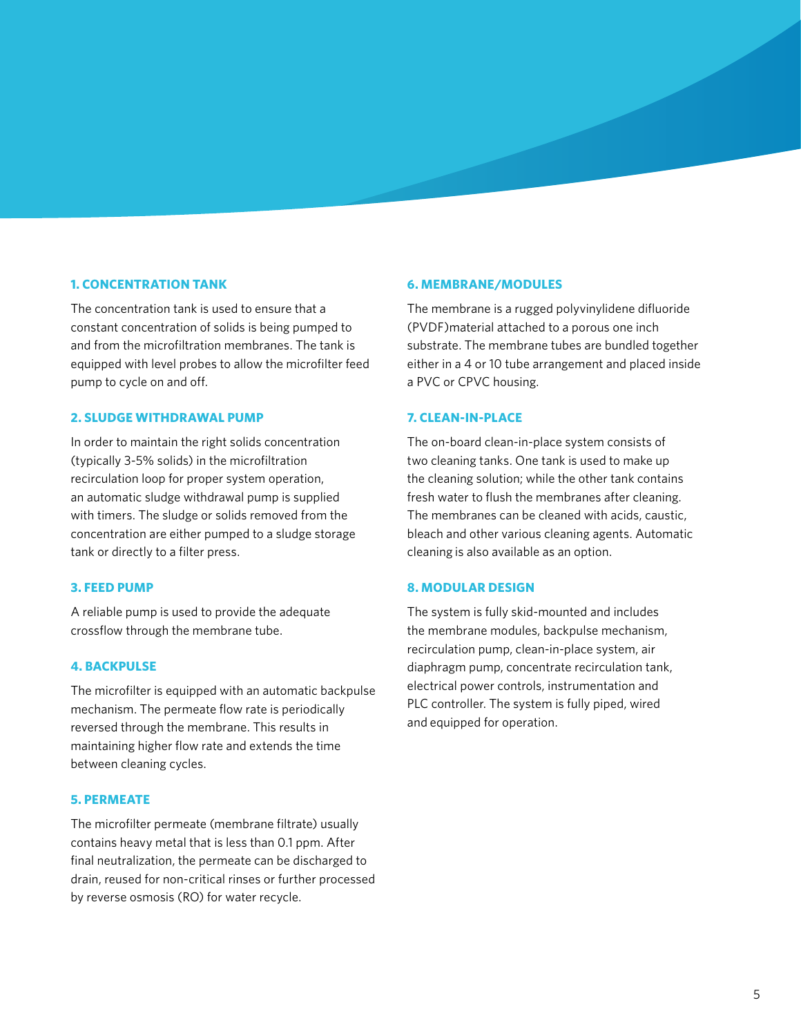### 1. CONCENTRATION TANK

The concentration tank is used to ensure that a constant concentration of solids is being pumped to and from the microfiltration membranes. The tank is equipped with level probes to allow the microfilter feed pump to cycle on and off.

### 2. SLUDGE WITHDRAWAL PUMP

In order to maintain the right solids concentration (typically 3-5% solids) in the microfiltration recirculation loop for proper system operation, an automatic sludge withdrawal pump is supplied with timers. The sludge or solids removed from the concentration are either pumped to a sludge storage tank or directly to a filter press.

### 3. FEED PUMP

A reliable pump is used to provide the adequate crossflow through the membrane tube.

### 4. BACKPULSE

The microfilter is equipped with an automatic backpulse mechanism. The permeate flow rate is periodically reversed through the membrane. This results in maintaining higher flow rate and extends the time between cleaning cycles.

### 5. PERMEATE

The microfilter permeate (membrane filtrate) usually contains heavy metal that is less than 0.1 ppm. After final neutralization, the permeate can be discharged to drain, reused for non-critical rinses or further processed by reverse osmosis (RO) for water recycle.

### 6. MEMBRANE/MODULES

The membrane is a rugged polyvinylidene difluoride (PVDF)material attached to a porous one inch substrate. The membrane tubes are bundled together either in a 4 or 10 tube arrangement and placed inside a PVC or CPVC housing.

### 7. CLEAN-IN-PLACE

The on-board clean-in-place system consists of two cleaning tanks. One tank is used to make up the cleaning solution; while the other tank contains fresh water to flush the membranes after cleaning. The membranes can be cleaned with acids, caustic, bleach and other various cleaning agents. Automatic cleaning is also available as an option.

### 8. MODULAR DESIGN

The system is fully skid-mounted and includes the membrane modules, backpulse mechanism, recirculation pump, clean-in-place system, air diaphragm pump, concentrate recirculation tank, electrical power controls, instrumentation and PLC controller. The system is fully piped, wired and equipped for operation.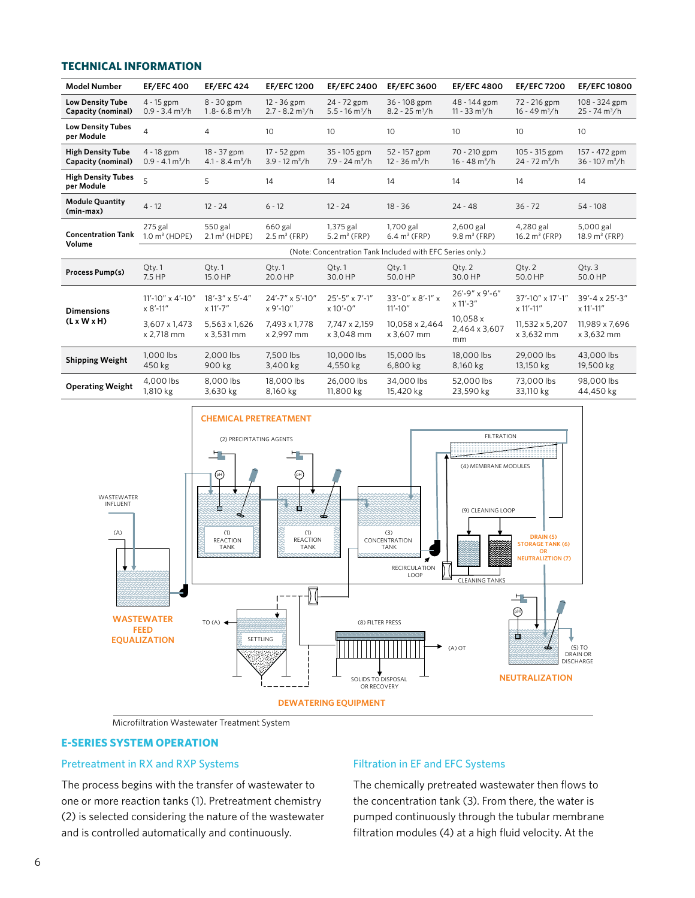## TECHNICAL INFORMATION

| Model Number | EF/EFC 400 | EF/EFC 424 | EF/EFC 1200 | EF/EFC 2400 | EF/EFC 3600 | EF/EFC 4800 | EF/EFC 7200 | EF/EFC 10800 |
|---|---|---|---|---|---|---|---|---|
| Low Density Tube Capacity (nominal) | 4 - 15 gpm<br>0.9 - 3.4 m³/h | 8 - 30 gpm<br>1.8- 6.8 m³/h | 12 - 36 gpm<br>2.7 - 8.2 m³/h | 24 - 72 gpm<br>5.5 - 16 m³/h | 36 - 108 gpm<br>8.2 - 25 m³/h | 48 - 144 gpm<br>11 - 33 m³/h | 72 - 216 gpm<br>16 - 49 m³/h | 108 - 324 gpm<br>25 - 74 m³/h |
| Low Density Tubes per Module | 4 | 4 | 10 | 10 | 10 | 10 | 10 | 10 |
| High Density Tube Capacity (nominal) | 4 - 18 gpm<br>0.9 - 4.1 m³/h | 18 - 37 gpm<br>4.1 - 8.4 m³/h | 17 - 52 gpm<br>3.9 - 12 m³/h | 35 - 105 gpm<br>7.9 - 24 m³/h | 52 - 157 gpm<br>12 - 36 m³/h | 70 - 210 gpm<br>16 - 48 m³/h | 105 - 315 gpm<br>24 - 72 m³/h | 157 - 472 gpm<br>36 - 107 m³/h |
| High Density Tubes per Module | 5 | 5 | 14 | 14 | 14 | 14 | 14 | 14 |
| Module Quantity (min-max) | 4 - 12 | 12 - 24 | 6 - 12 | 12 - 24 | 18 - 36 | 24 - 48 | 36 - 72 | 54 - 108 |
| Concentration Tank Volume | 275 gal<br>1.0 m³ (HDPE) | 550 gal<br>2.1 m³ (HDPE) | 660 gal<br>2.5 m³ (FRP) | 1,375 gal<br>5.2 m³ (FRP) | 1,700 gal<br>6.4 m³ (FRP) | 2,600 gal<br>9.8 m³ (FRP) | 4,280 gal<br>16.2 m³ (FRP) | 5,000 gal<br>18.9 m³ (FRP) |
| | (Note: Concentration Tank Included with EFC Series only.) | | | | | | | |
| Process Pump(s) | Qty. 1<br>7.5 HP | Qty. 1<br>15.0 HP | Qty. 1<br>20.0 HP | Qty. 1<br>30.0 HP | Qty. 1<br>50.0 HP | Qty. 2<br>30.0 HP | Qty. 2<br>50.0 HP | Qty. 3<br>50.0 HP |
| Dimensions (L x W x H) | 11'-10" x 4'-10" x 8'-11"<br>3,607 x 1,473 x 2,718 mm | 18'-3" x 5'-4" x 11'-7"<br>5,563 x 1,626 x 3,531 mm | 24'-7" x 5'-10" x 9'-10"<br>7,493 x 1,778 x 2,997 mm | 25'-5" x 7'-1" x 10'-0"<br>7,747 x 2,159 x 3,048 mm | 33'-0" x 8'-1" x 11'-10"<br>10,058 x 2,464 x 3,607 mm | 26'-9" x 9'-6" x 11'-3"<br>10,058 x 2,464 x 3,607 mm | 37'-10" x 17'-1" x 11'-11"<br>11,532 x 5,207 x 3,632 mm | 39'-4 x 25'-3" x 11'-11"<br>11,989 x 7,696 x 3,632 mm |
| Shipping Weight | 1,000 lbs<br>450 kg | 2,000 lbs<br>900 kg | 7,500 lbs<br>3,400 kg | 10,000 lbs<br>4,550 kg | 15,000 lbs<br>6,800 kg | 18,000 lbs<br>8,160 kg | 29,000 lbs<br>13,150 kg | 43,000 lbs<br>19,500 kg |
| Operating Weight | 4,000 lbs<br>1,810 kg | 8,000 lbs<br>3,630 kg | 18,000 lbs<br>8,160 kg | 26,000 lbs<br>11,800 kg | 34,000 lbs<br>15,420 kg | 52,000 lbs<br>23,590 kg | 73,000 lbs<br>33,110 kg | 98,000 lbs<br>44,450 kg |

Microfiltration Wastewater Treatment System

## E-SERIES SYSTEM OPERATION

### Pretreatment in RX and RXP Systems

The process begins with the transfer of wastewater to one or more reaction tanks (1). Pretreatment chemistry (2) is selected considering the nature of the wastewater and is controlled automatically and continuously.

### Filtration in EF and EFC Systems

The chemically pretreated wastewater then flows to the concentration tank (3). From there, the water is pumped continuously through the tubular membrane filtration modules (4) at a high fluid velocity. At the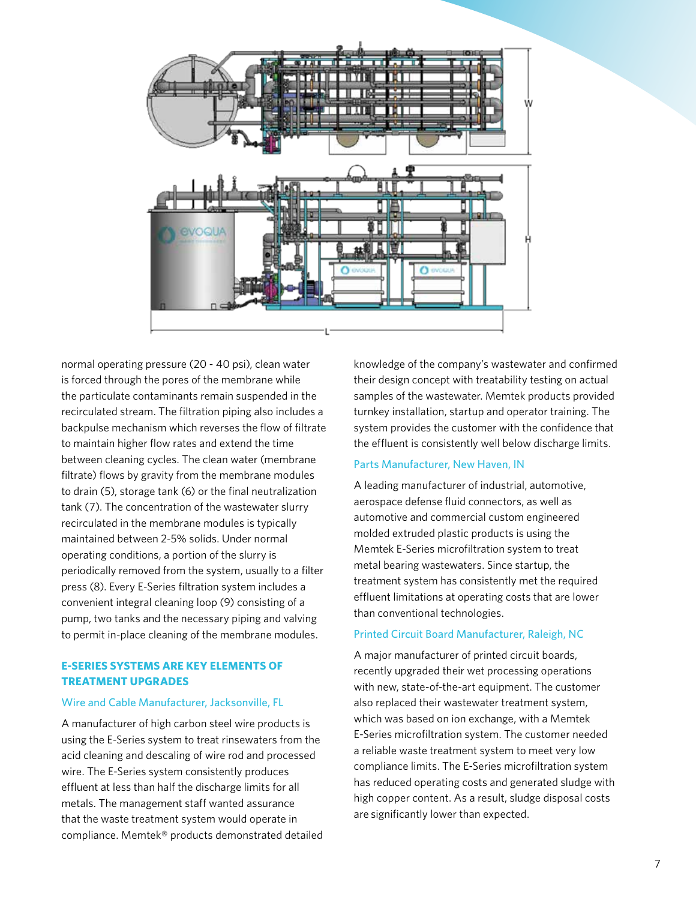normal operating pressure (20 - 40 psi), clean water is forced through the pores of the membrane while the particulate contaminants remain suspended in the recirculated stream. The filtration piping also includes a backpulse mechanism which reverses the flow of filtrate to maintain higher flow rates and extend the time between cleaning cycles. The clean water (membrane filtrate) flows by gravity from the membrane modules to drain (5), storage tank (6) or the final neutralization tank (7). The concentration of the wastewater slurry recirculated in the membrane modules is typically maintained between 2-5% solids. Under normal operating conditions, a portion of the slurry is periodically removed from the system, usually to a filter press (8). Every E-Series filtration system includes a convenient integral cleaning loop (9) consisting of a pump, two tanks and the necessary piping and valving to permit in-place cleaning of the membrane modules.

## E-SERIES SYSTEMS ARE KEY ELEMENTS OF TREATMENT UPGRADES

### Wire and Cable Manufacturer, Jacksonville, FL

A manufacturer of high carbon steel wire products is using the E-Series system to treat rinsewaters from the acid cleaning and descaling of wire rod and processed wire. The E-Series system consistently produces effluent at less than half the discharge limits for all metals. The management staff wanted assurance that the waste treatment system would operate in compliance. Memtek® products demonstrated detailed knowledge of the company's wastewater and confirmed their design concept with treatability testing on actual samples of the wastewater. Memtek products provided turnkey installation, startup and operator training. The system provides the customer with the confidence that the effluent is consistently well below discharge limits.

### Parts Manufacturer, New Haven, IN

A leading manufacturer of industrial, automotive, aerospace defense fluid connectors, as well as automotive and commercial custom engineered molded extruded plastic products is using the Memtek E-Series microfiltration system to treat metal bearing wastewaters. Since startup, the treatment system has consistently met the required effluent limitations at operating costs that are lower than conventional technologies.

### Printed Circuit Board Manufacturer, Raleigh, NC

A major manufacturer of printed circuit boards, recently upgraded their wet processing operations with new, state-of-the-art equipment. The customer also replaced their wastewater treatment system, which was based on ion exchange, with a Memtek E-Series microfiltration system. The customer needed a reliable waste treatment system to meet very low compliance limits. The E-Series microfiltration system has reduced operating costs and generated sludge with high copper content. As a result, sludge disposal costs are significantly lower than expected.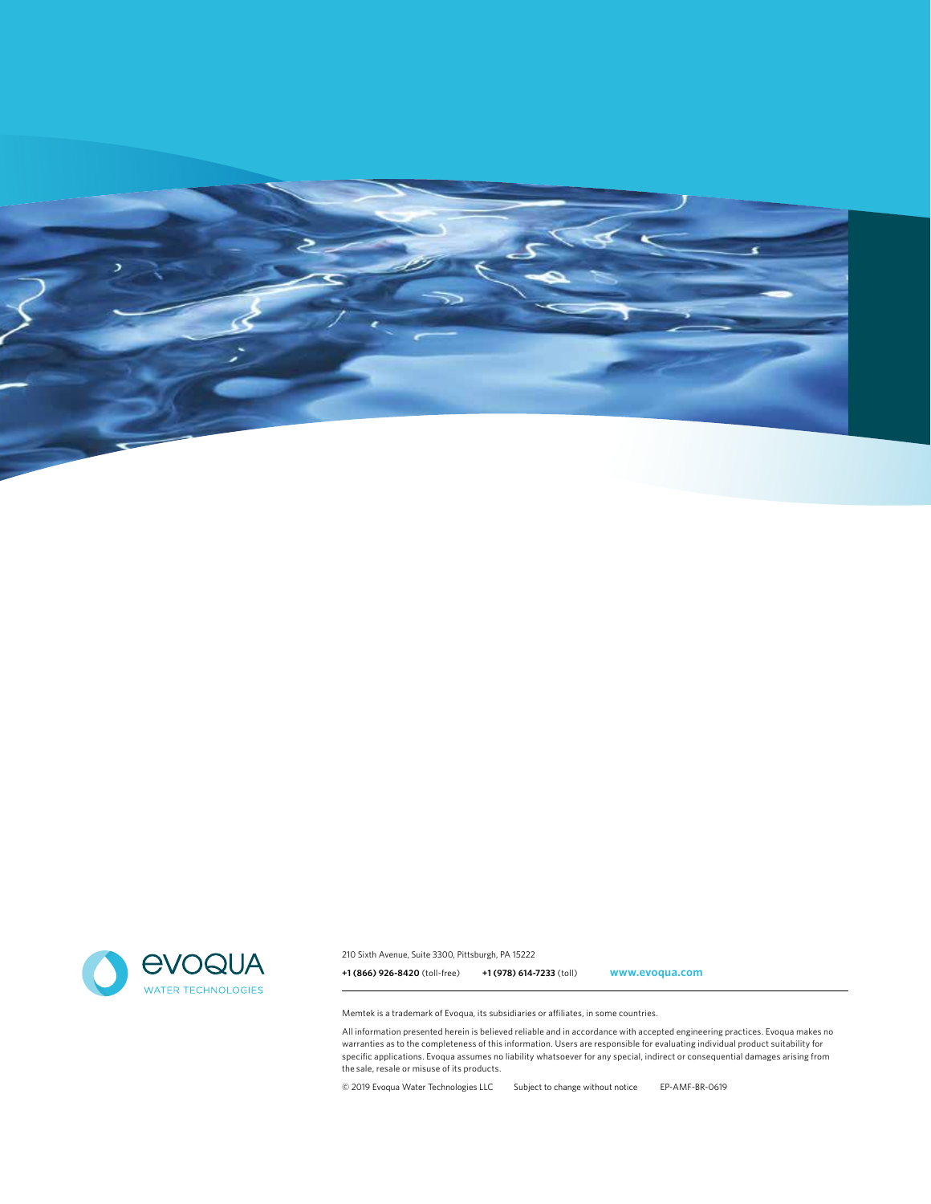210 Sixth Avenue, Suite 3300, Pittsburgh, PA 15222

**+1 (866) 926-8420** (toll-free) **+1 (978) 614-7233** (toll) **www.evoqua.com**

Memtek is a trademark of Evoqua, its subsidiaries or affiliates, in some countries.

All information presented herein is believed reliable and in accordance with accepted engineering practices. Evoqua makes no warranties as to the completeness of this information. Users are responsible for evaluating individual product suitability for specific applications. Evoqua assumes no liability whatsoever for any special, indirect or consequential damages arising from the sale, resale or misuse of its products.

© 2019 Evoqua Water Technologies LLC Subject to change without notice EP-AMF-BR-0619